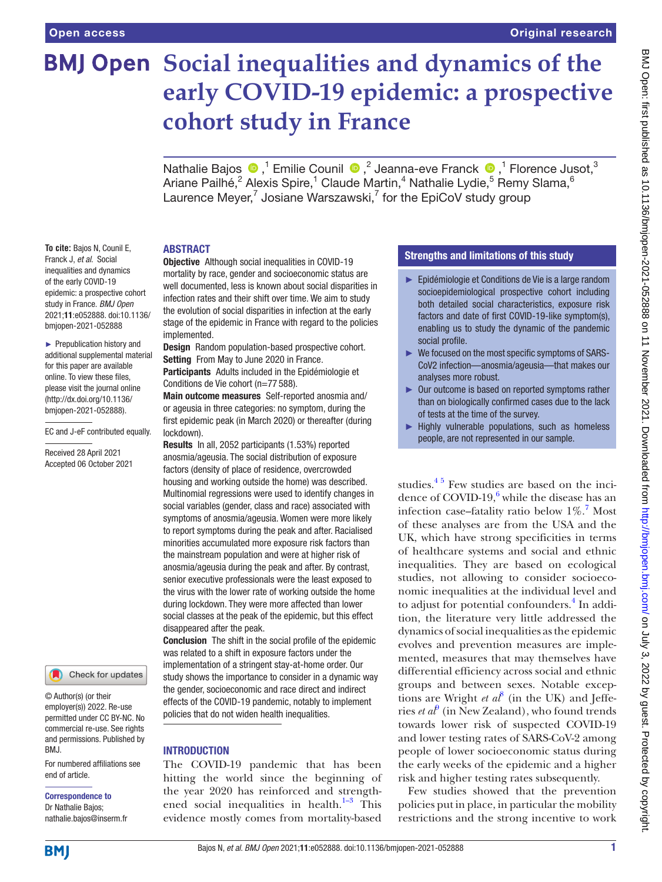# Social inequalities and dynamics of the early COVID-19 epidemic: a prospective cohort study in France

Nathalie Bajos [1], Emilie Counil [2], Jeanna-eve Franck [1], Florence Jusot [3], Ariane Pailhé [2], Alexis Spire [1], Claude Martin [4], Nathalie Lydie [5], Remy Slama [6], Laurence Meyer [7], Josiane Warszawski [7], for the EpiCoV study group

**To cite:** Bajos N, Counil E, Franck J, *et al*. Social inequalities and dynamics of the early COVID-19 epidemic: a prospective cohort study in France. *BMJ Open* 2021;**11**:e052888. doi:10.1136/bmjopen-2021-052888

► Prepublication history and additional supplemental material for this paper are available online. To view these files, please visit the journal online (http://dx.doi.org/10.1136/bmjopen-2021-052888).

EC and J-eF contributed equally.

Received 28 April 2021
Accepted 06 October 2021

© Author(s) (or their employer(s)) 2022. Re-use permitted under CC BY-NC. No commercial re-use. See rights and permissions. Published by BMJ.

For numbered affiliations see end of article.

**Correspondence to**
Dr Nathalie Bajos;
nathalie.bajos@inserm.fr

## ABSTRACT

**Objective** Although social inequalities in COVID-19 mortality by race, gender and socioeconomic status are well documented, less is known about social disparities in infection rates and their shift over time. We aim to study the evolution of social disparities in infection at the early stage of the epidemic in France with regard to the policies implemented.

**Design** Random population-based prospective cohort.

**Setting** From May to June 2020 in France.

**Participants** Adults included in the Epidémiologie et Conditions de Vie cohort (n=77 588).

**Main outcome measures** Self-reported anosmia and/or ageusia in three categories: no symptom, during the first epidemic peak (in March 2020) or thereafter (during lockdown).

**Results** In all, 2052 participants (1.53%) reported anosmia/ageusia. The social distribution of exposure factors (density of place of residence, overcrowded housing and working outside the home) was described. Multinomial regressions were used to identify changes in social variables (gender, class and race) associated with symptoms of anosmia/ageusia. Women were more likely to report symptoms during the peak and after. Racialised minorities accumulated more exposure risk factors than the mainstream population and were at higher risk of anosmia/ageusia during the peak and after. By contrast, senior executive professionals were the least exposed to the virus with the lower rate of working outside the home during lockdown. They were more affected than lower social classes at the peak of the epidemic, but this effect disappeared after the peak.

**Conclusion** The shift in the social profile of the epidemic was related to a shift in exposure factors under the implementation of a stringent stay-at-home order. Our study shows the importance to consider in a dynamic way the gender, socioeconomic and race direct and indirect effects of the COVID-19 pandemic, notably to implement policies that do not widen health inequalities.

### Strengths and limitations of this study

- ► Epidémiologie et Conditions de Vie is a large random socioepidemiological prospective cohort including both detailed social characteristics, exposure risk factors and date of first COVID-19-like symptom(s), enabling us to study the dynamic of the pandemic social profile.
- ► We focused on the most specific symptoms of SARS-CoV2 infection—anosmia/ageusia—that makes our analyses more robust.
- ► Our outcome is based on reported symptoms rather than on biologically confirmed cases due to the lack of tests at the time of the survey.
- ► Highly vulnerable populations, such as homeless people, are not represented in our sample.

## INTRODUCTION

The COVID-19 pandemic that has been hitting the world since the beginning of the year 2020 has reinforced and strengthened social inequalities in health.[1–3] This evidence mostly comes from mortality-based studies.[4 5] Few studies are based on the incidence of COVID-19,[6] while the disease has an infection case–fatality ratio below 1%.[7] Most of these analyses are from the USA and the UK, which have strong specificities in terms of healthcare systems and social and ethnic inequalities. They are based on ecological studies, not allowing to consider socioeconomic inequalities at the individual level and to adjust for potential confounders.[4] In addition, the literature very little addressed the dynamics of social inequalities as the epidemic evolves and prevention measures are implemented, measures that may themselves have differential efficiency across social and ethnic groups and between sexes. Notable exceptions are Wright *et al*[8] (in the UK) and Jefferies *et al*[9] (in New Zealand), who found trends towards lower risk of suspected COVID-19 and lower testing rates of SARS-CoV-2 among people of lower socioeconomic status during the early weeks of the epidemic and a higher risk and higher testing rates subsequently.

Few studies showed that the prevention policies put in place, in particular the mobility restrictions and the strong incentive to work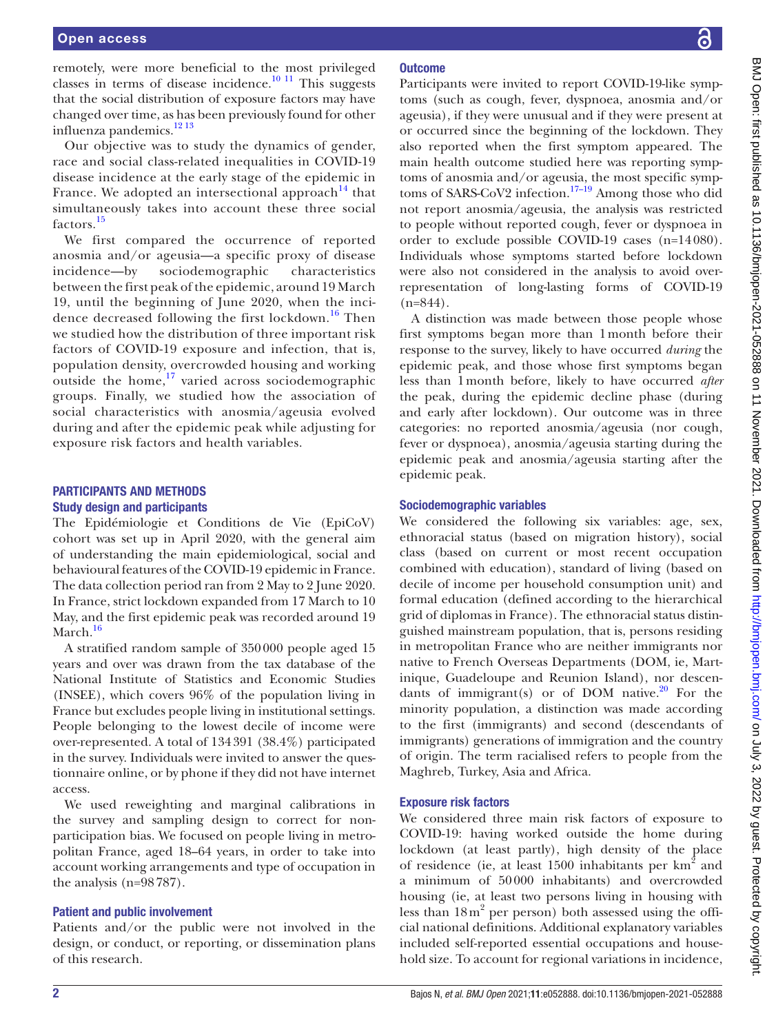remotely, were more beneficial to the most privileged classes in terms of disease incidence.[10 11] This suggests that the social distribution of exposure factors may have changed over time, as has been previously found for other influenza pandemics.[12 13]

Our objective was to study the dynamics of gender, race and social class-related inequalities in COVID-19 disease incidence at the early stage of the epidemic in France. We adopted an intersectional approach[14] that simultaneously takes into account these three social factors.[15]

We first compared the occurrence of reported anosmia and/or ageusia—a specific proxy of disease incidence—by sociodemographic characteristics between the first peak of the epidemic, around 19 March 19, until the beginning of June 2020, when the incidence decreased following the first lockdown.[16] Then we studied how the distribution of three important risk factors of COVID-19 exposure and infection, that is, population density, overcrowded housing and working outside the home,[17] varied across sociodemographic groups. Finally, we studied how the association of social characteristics with anosmia/ageusia evolved during and after the epidemic peak while adjusting for exposure risk factors and health variables.

## PARTICIPANTS AND METHODS

### Study design and participants

The Epidémiologie et Conditions de Vie (EpiCoV) cohort was set up in April 2020, with the general aim of understanding the main epidemiological, social and behavioural features of the COVID-19 epidemic in France. The data collection period ran from 2 May to 2 June 2020. In France, strict lockdown expanded from 17 March to 10 May, and the first epidemic peak was recorded around 19 March.[16]

A stratified random sample of 350 000 people aged 15 years and over was drawn from the tax database of the National Institute of Statistics and Economic Studies (INSEE), which covers 96% of the population living in France but excludes people living in institutional settings. People belonging to the lowest decile of income were over-represented. A total of 134 391 (38.4%) participated in the survey. Individuals were invited to answer the questionnaire online, or by phone if they did not have internet access.

We used reweighting and marginal calibrations in the survey and sampling design to correct for non-participation bias. We focused on people living in metropolitan France, aged 18–64 years, in order to take into account working arrangements and type of occupation in the analysis (n=98 787).

### Patient and public involvement

Patients and/or the public were not involved in the design, or conduct, or reporting, or dissemination plans of this research.

### Outcome

Participants were invited to report COVID-19-like symptoms (such as cough, fever, dyspnoea, anosmia and/or ageusia), if they were unusual and if they were present at or occurred since the beginning of the lockdown. They also reported when the first symptom appeared. The main health outcome studied here was reporting symptoms of anosmia and/or ageusia, the most specific symptoms of SARS-CoV2 infection.[17–19] Among those who did not report anosmia/ageusia, the analysis was restricted to people without reported cough, fever or dyspnoea in order to exclude possible COVID-19 cases (n=14 080). Individuals whose symptoms started before lockdown were also not considered in the analysis to avoid overrepresentation of long-lasting forms of COVID-19 (n=844).

A distinction was made between those people whose first symptoms began more than 1 month before their response to the survey, likely to have occurred *during* the epidemic peak, and those whose first symptoms began less than 1 month before, likely to have occurred *after* the peak, during the epidemic decline phase (during and early after lockdown). Our outcome was in three categories: no reported anosmia/ageusia (nor cough, fever or dyspnoea), anosmia/ageusia starting during the epidemic peak and anosmia/ageusia starting after the epidemic peak.

### Sociodemographic variables

We considered the following six variables: age, sex, ethnoracial status (based on migration history), social class (based on current or most recent occupation combined with education), standard of living (based on decile of income per household consumption unit) and formal education (defined according to the hierarchical grid of diplomas in France). The ethnoracial status distinguished mainstream population, that is, persons residing in metropolitan France who are neither immigrants nor native to French Overseas Departments (DOM, ie, Martinique, Guadeloupe and Reunion Island), nor descendants of immigrant(s) or of DOM native.[20] For the minority population, a distinction was made according to the first (immigrants) and second (descendants of immigrants) generations of immigration and the country of origin. The term racialised refers to people from the Maghreb, Turkey, Asia and Africa.

### Exposure risk factors

We considered three main risk factors of exposure to COVID-19: having worked outside the home during lockdown (at least partly), high density of the place of residence (ie, at least 1500 inhabitants per km$^2$ and a minimum of 50 000 inhabitants) and overcrowded housing (ie, at least two persons living in housing with less than 18 m$^2$ per person) both assessed using the official national definitions. Additional explanatory variables included self-reported essential occupations and household size. To account for regional variations in incidence,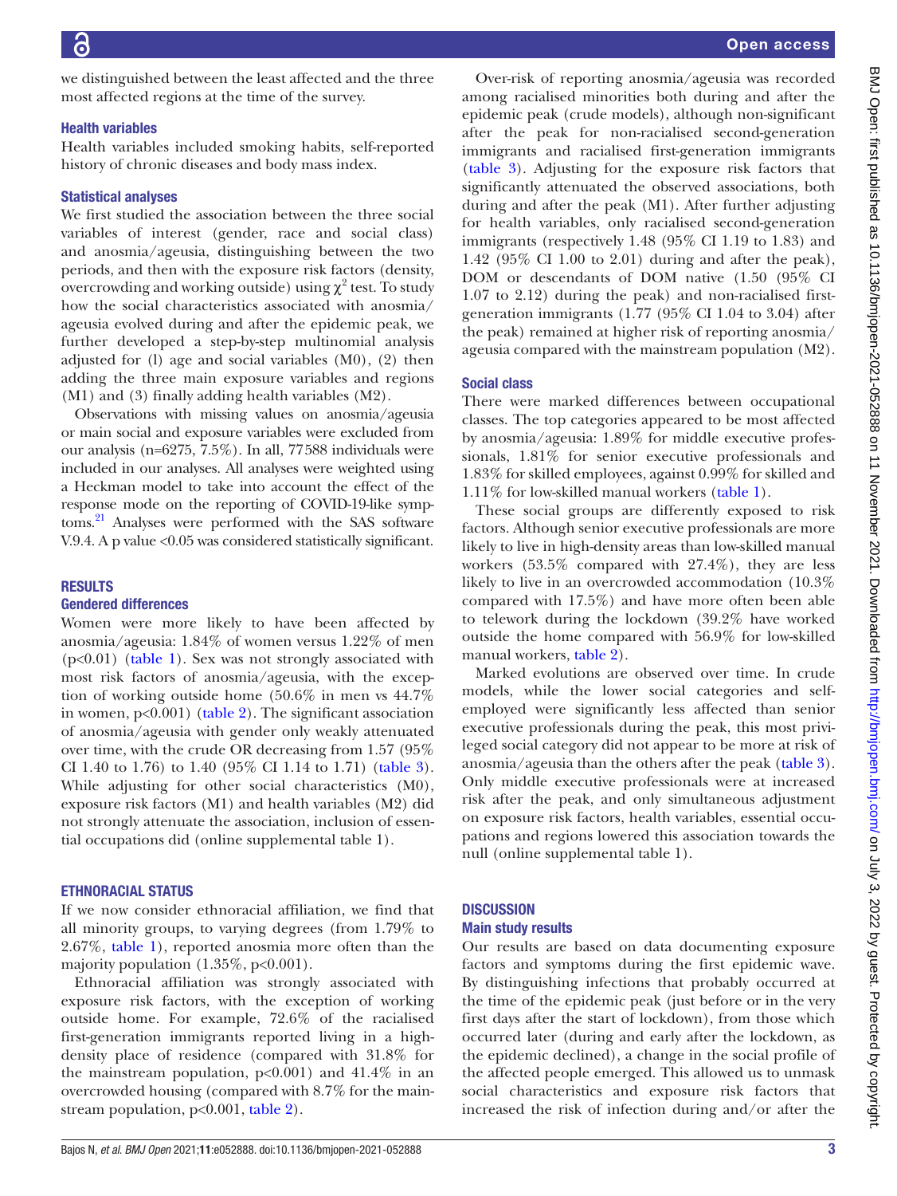we distinguished between the least affected and the three most affected regions at the time of the survey.

### Health variables

Health variables included smoking habits, self-reported history of chronic diseases and body mass index.

### Statistical analyses

We first studied the association between the three social variables of interest (gender, race and social class) and anosmia/ageusia, distinguishing between the two periods, and then with the exposure risk factors (density, overcrowding and working outside) using $\chi^2$ test. To study how the social characteristics associated with anosmia/ageusia evolved during and after the epidemic peak, we further developed a step-by-step multinomial analysis adjusted for (l) age and social variables (M0), (2) then adding the three main exposure variables and regions (M1) and (3) finally adding health variables (M2).

Observations with missing values on anosmia/ageusia or main social and exposure variables were excluded from our analysis (n=6275, 7.5%). In all, 77588 individuals were included in our analyses. All analyses were weighted using a Heckman model to take into account the effect of the response mode on the reporting of COVID-19-like symptoms.[21] Analyses were performed with the SAS software V.9.4. A p value <0.05 was considered statistically significant.

## RESULTS

### Gendered differences

Women were more likely to have been affected by anosmia/ageusia: 1.84% of women versus 1.22% of men (p<0.01) (table 1). Sex was not strongly associated with most risk factors of anosmia/ageusia, with the exception of working outside home (50.6% in men vs 44.7% in women, p<0.001) (table 2). The significant association of anosmia/ageusia with gender only weakly attenuated over time, with the crude OR decreasing from 1.57 (95% CI 1.40 to 1.76) to 1.40 (95% CI 1.14 to 1.71) (table 3). While adjusting for other social characteristics (M0), exposure risk factors (M1) and health variables (M2) did not strongly attenuate the association, inclusion of essential occupations did (online supplemental table 1).

### ETHNORACIAL STATUS

If we now consider ethnoracial affiliation, we find that all minority groups, to varying degrees (from 1.79% to 2.67%, table 1), reported anosmia more often than the majority population (1.35%, p<0.001).

Ethnoracial affiliation was strongly associated with exposure risk factors, with the exception of working outside home. For example, 72.6% of the racialised first-generation immigrants reported living in a high-density place of residence (compared with 31.8% for the mainstream population, p<0.001) and 41.4% in an overcrowded housing (compared with 8.7% for the mainstream population, p<0.001, table 2).

Over-risk of reporting anosmia/ageusia was recorded among racialised minorities both during and after the epidemic peak (crude models), although non-significant after the peak for non-racialised second-generation immigrants and racialised first-generation immigrants (table 3). Adjusting for the exposure risk factors that significantly attenuated the observed associations, both during and after the peak (M1). After further adjusting for health variables, only racialised second-generation immigrants (respectively 1.48 (95% CI 1.19 to 1.83) and 1.42 (95% CI 1.00 to 2.01) during and after the peak), DOM or descendants of DOM native (1.50 (95% CI 1.07 to 2.12) during the peak) and non-racialised first-generation immigrants (1.77 (95% CI 1.04 to 3.04) after the peak) remained at higher risk of reporting anosmia/ageusia compared with the mainstream population (M2).

### Social class

There were marked differences between occupational classes. The top categories appeared to be most affected by anosmia/ageusia: 1.89% for middle executive professionals, 1.81% for senior executive professionals and 1.83% for skilled employees, against 0.99% for skilled and 1.11% for low-skilled manual workers (table 1).

These social groups are differently exposed to risk factors. Although senior executive professionals are more likely to live in high-density areas than low-skilled manual workers (53.5% compared with 27.4%), they are less likely to live in an overcrowded accommodation (10.3% compared with 17.5%) and have more often been able to telework during the lockdown (39.2% have worked outside the home compared with 56.9% for low-skilled manual workers, table 2).

Marked evolutions are observed over time. In crude models, while the lower social categories and self-employed were significantly less affected than senior executive professionals during the peak, this most privileged social category did not appear to be more at risk of anosmia/ageusia than the others after the peak (table 3). Only middle executive professionals were at increased risk after the peak, and only simultaneous adjustment on exposure risk factors, health variables, essential occupations and regions lowered this association towards the null (online supplemental table 1).

## DISCUSSION

### Main study results

Our results are based on data documenting exposure factors and symptoms during the first epidemic wave. By distinguishing infections that probably occurred at the time of the epidemic peak (just before or in the very first days after the start of lockdown), from those which occurred later (during and early after the lockdown, as the epidemic declined), a change in the social profile of the affected people emerged. This allowed us to unmask social characteristics and exposure risk factors that increased the risk of infection during and/or after the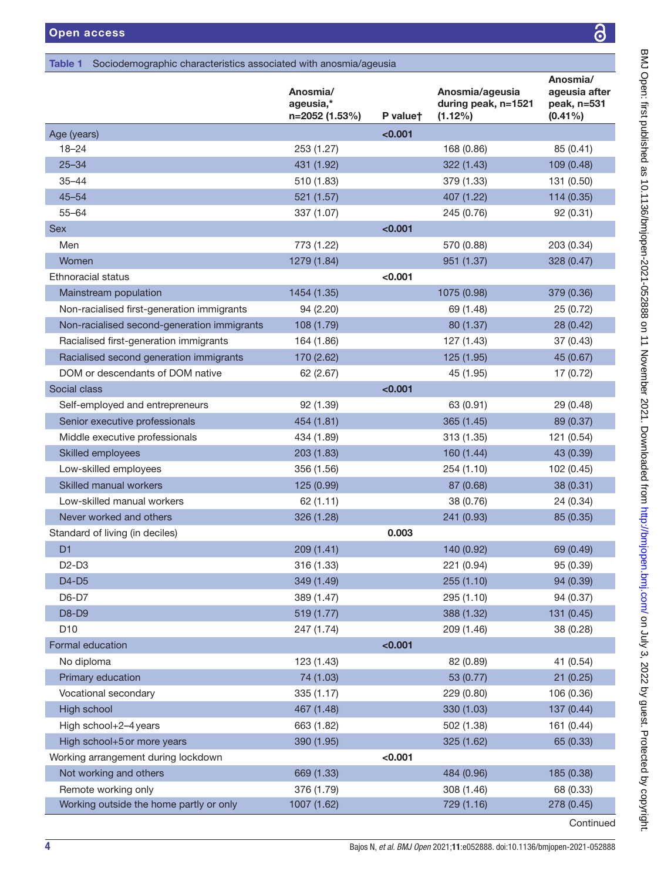Table 1 Sociodemographic characteristics associated with anosmia/ageusia

| | Anosmia/ageusia,* n=2052 (1.53%) | P value† | Anosmia/ageusia during peak, n=1521 (1.12%) | Anosmia/ageusia after peak, n=531 (0.41%) |
|---|---|---|---|---|
| Age (years) | | <0.001 | | |
| 18–24 | 253 (1.27) | | 168 (0.86) | 85 (0.41) |
| 25–34 | 431 (1.92) | | 322 (1.43) | 109 (0.48) |
| 35–44 | 510 (1.83) | | 379 (1.33) | 131 (0.50) |
| 45–54 | 521 (1.57) | | 407 (1.22) | 114 (0.35) |
| 55–64 | 337 (1.07) | | 245 (0.76) | 92 (0.31) |
| Sex | | <0.001 | | |
| Men | 773 (1.22) | | 570 (0.88) | 203 (0.34) |
| Women | 1279 (1.84) | | 951 (1.37) | 328 (0.47) |
| Ethnoracial status | | <0.001 | | |
| Mainstream population | 1454 (1.35) | | 1075 (0.98) | 379 (0.36) |
| Non-racialised first-generation immigrants | 94 (2.20) | | 69 (1.48) | 25 (0.72) |
| Non-racialised second-generation immigrants | 108 (1.79) | | 80 (1.37) | 28 (0.42) |
| Racialised first-generation immigrants | 164 (1.86) | | 127 (1.43) | 37 (0.43) |
| Racialised second generation immigrants | 170 (2.62) | | 125 (1.95) | 45 (0.67) |
| DOM or descendants of DOM native | 62 (2.67) | | 45 (1.95) | 17 (0.72) |
| Social class | | <0.001 | | |
| Self-employed and entrepreneurs | 92 (1.39) | | 63 (0.91) | 29 (0.48) |
| Senior executive professionals | 454 (1.81) | | 365 (1.45) | 89 (0.37) |
| Middle executive professionals | 434 (1.89) | | 313 (1.35) | 121 (0.54) |
| Skilled employees | 203 (1.83) | | 160 (1.44) | 43 (0.39) |
| Low-skilled employees | 356 (1.56) | | 254 (1.10) | 102 (0.45) |
| Skilled manual workers | 125 (0.99) | | 87 (0.68) | 38 (0.31) |
| Low-skilled manual workers | 62 (1.11) | | 38 (0.76) | 24 (0.34) |
| Never worked and others | 326 (1.28) | | 241 (0.93) | 85 (0.35) |
| Standard of living (in deciles) | | 0.003 | | |
| D1 | 209 (1.41) | | 140 (0.92) | 69 (0.49) |
| D2-D3 | 316 (1.33) | | 221 (0.94) | 95 (0.39) |
| D4-D5 | 349 (1.49) | | 255 (1.10) | 94 (0.39) |
| D6-D7 | 389 (1.47) | | 295 (1.10) | 94 (0.37) |
| D8-D9 | 519 (1.77) | | 388 (1.32) | 131 (0.45) |
| D10 | 247 (1.74) | | 209 (1.46) | 38 (0.28) |
| Formal education | | <0.001 | | |
| No diploma | 123 (1.43) | | 82 (0.89) | 41 (0.54) |
| Primary education | 74 (1.03) | | 53 (0.77) | 21 (0.25) |
| Vocational secondary | 335 (1.17) | | 229 (0.80) | 106 (0.36) |
| High school | 467 (1.48) | | 330 (1.03) | 137 (0.44) |
| High school+2–4 years | 663 (1.82) | | 502 (1.38) | 161 (0.44) |
| High school+5 or more years | 390 (1.95) | | 325 (1.62) | 65 (0.33) |
| Working arrangement during lockdown | | <0.001 | | |
| Not working and others | 669 (1.33) | | 484 (0.96) | 185 (0.38) |
| Remote working only | 376 (1.79) | | 308 (1.46) | 68 (0.33) |
| Working outside the home partly or only | 1007 (1.62) | | 729 (1.16) | 278 (0.45) |

Continued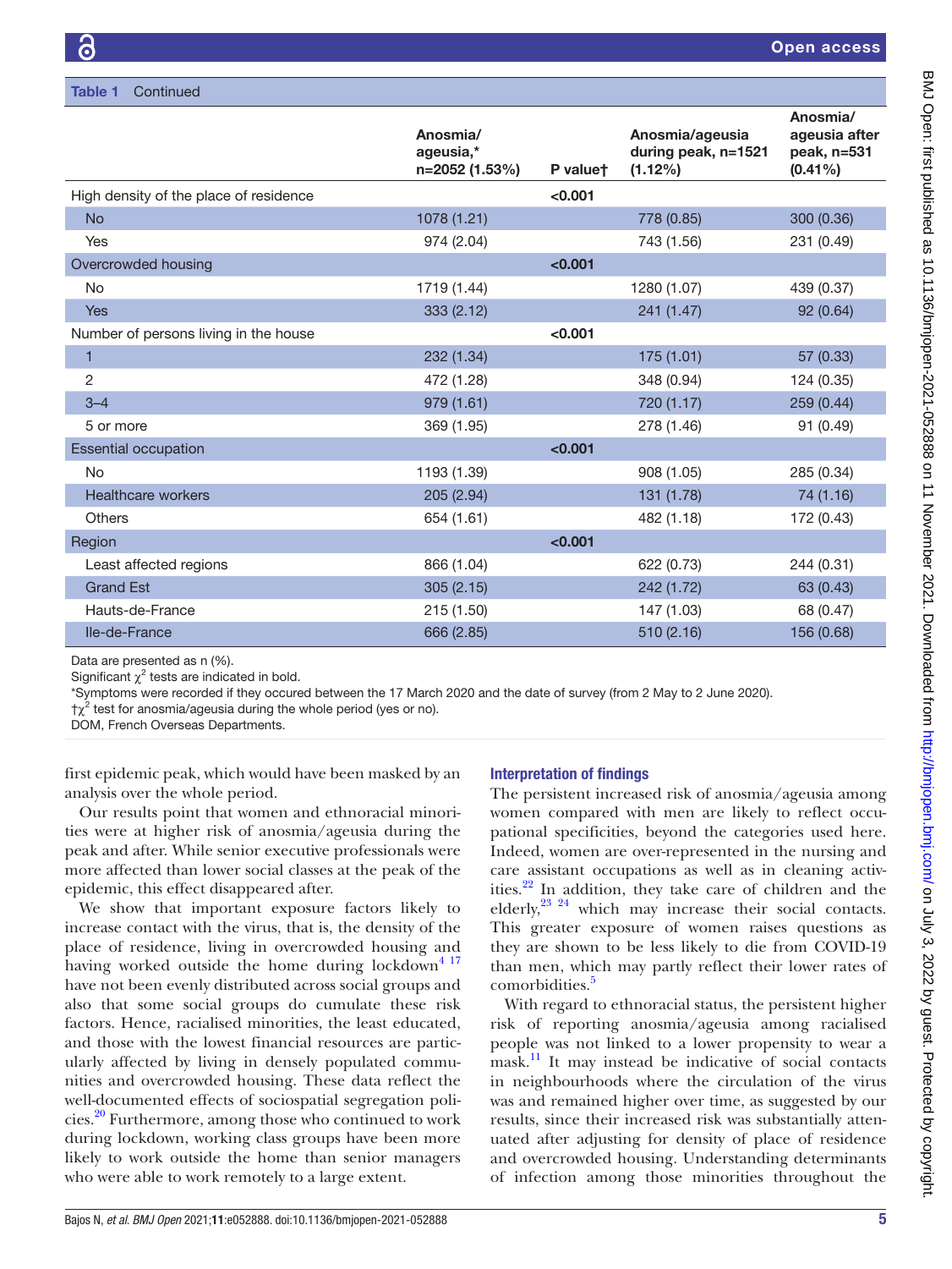**Table 1** Continued

| | Anosmia/ageusia,* n=2052 (1.53%) | P value† | Anosmia/ageusia during peak, n=1521 (1.12%) | Anosmia/ageusia after peak, n=531 (0.41%) |
|---|---|---|---|---|
| High density of the place of residence | | **<0.001** | | |
| No | 1078 (1.21) | | 778 (0.85) | 300 (0.36) |
| Yes | 974 (2.04) | | 743 (1.56) | 231 (0.49) |
| Overcrowded housing | | **<0.001** | | |
| No | 1719 (1.44) | | 1280 (1.07) | 439 (0.37) |
| Yes | 333 (2.12) | | 241 (1.47) | 92 (0.64) |
| Number of persons living in the house | | **<0.001** | | |
| 1 | 232 (1.34) | | 175 (1.01) | 57 (0.33) |
| 2 | 472 (1.28) | | 348 (0.94) | 124 (0.35) |
| 3–4 | 979 (1.61) | | 720 (1.17) | 259 (0.44) |
| 5 or more | 369 (1.95) | | 278 (1.46) | 91 (0.49) |
| Essential occupation | | **<0.001** | | |
| No | 1193 (1.39) | | 908 (1.05) | 285 (0.34) |
| Healthcare workers | 205 (2.94) | | 131 (1.78) | 74 (1.16) |
| Others | 654 (1.61) | | 482 (1.18) | 172 (0.43) |
| Region | | **<0.001** | | |
| Least affected regions | 866 (1.04) | | 622 (0.73) | 244 (0.31) |
| Grand Est | 305 (2.15) | | 242 (1.72) | 63 (0.43) |
| Hauts-de-France | 215 (1.50) | | 147 (1.03) | 68 (0.47) |
| Ile-de-France | 666 (2.85) | | 510 (2.16) | 156 (0.68) |

Data are presented as n (%).
Significant $\chi^2$ tests are indicated in bold.
*Symptoms were recorded if they occured between the 17 March 2020 and the date of survey (from 2 May to 2 June 2020).
†$\chi^2$ test for anosmia/ageusia during the whole period (yes or no).
DOM, French Overseas Departments.

first epidemic peak, which would have been masked by an analysis over the whole period.

Our results point that women and ethnoracial minorities were at higher risk of anosmia/ageusia during the peak and after. While senior executive professionals were more affected than lower social classes at the peak of the epidemic, this effect disappeared after.

We show that important exposure factors likely to increase contact with the virus, that is, the density of the place of residence, living in overcrowded housing and having worked outside the home during lockdown[4,17] have not been evenly distributed across social groups and also that some social groups do cumulate these risk factors. Hence, racialised minorities, the least educated, and those with the lowest financial resources are particularly affected by living in densely populated communities and overcrowded housing. These data reflect the well-documented effects of sociospatial segregation policies.[20] Furthermore, among those who continued to work during lockdown, working class groups have been more likely to work outside the home than senior managers who were able to work remotely to a large extent.

### Interpretation of findings

The persistent increased risk of anosmia/ageusia among women compared with men are likely to reflect occupational specificities, beyond the categories used here. Indeed, women are over-represented in the nursing and care assistant occupations as well as in cleaning activities.[22] In addition, they take care of children and the elderly,[23,24] which may increase their social contacts. This greater exposure of women raises questions as they are shown to be less likely to die from COVID-19 than men, which may partly reflect their lower rates of comorbidities.[5]

With regard to ethnoracial status, the persistent higher risk of reporting anosmia/ageusia among racialised people was not linked to a lower propensity to wear a mask.[11] It may instead be indicative of social contacts in neighbourhoods where the circulation of the virus was and remained higher over time, as suggested by our results, since their increased risk was substantially attenuated after adjusting for density of place of residence and overcrowded housing. Understanding determinants of infection among those minorities throughout the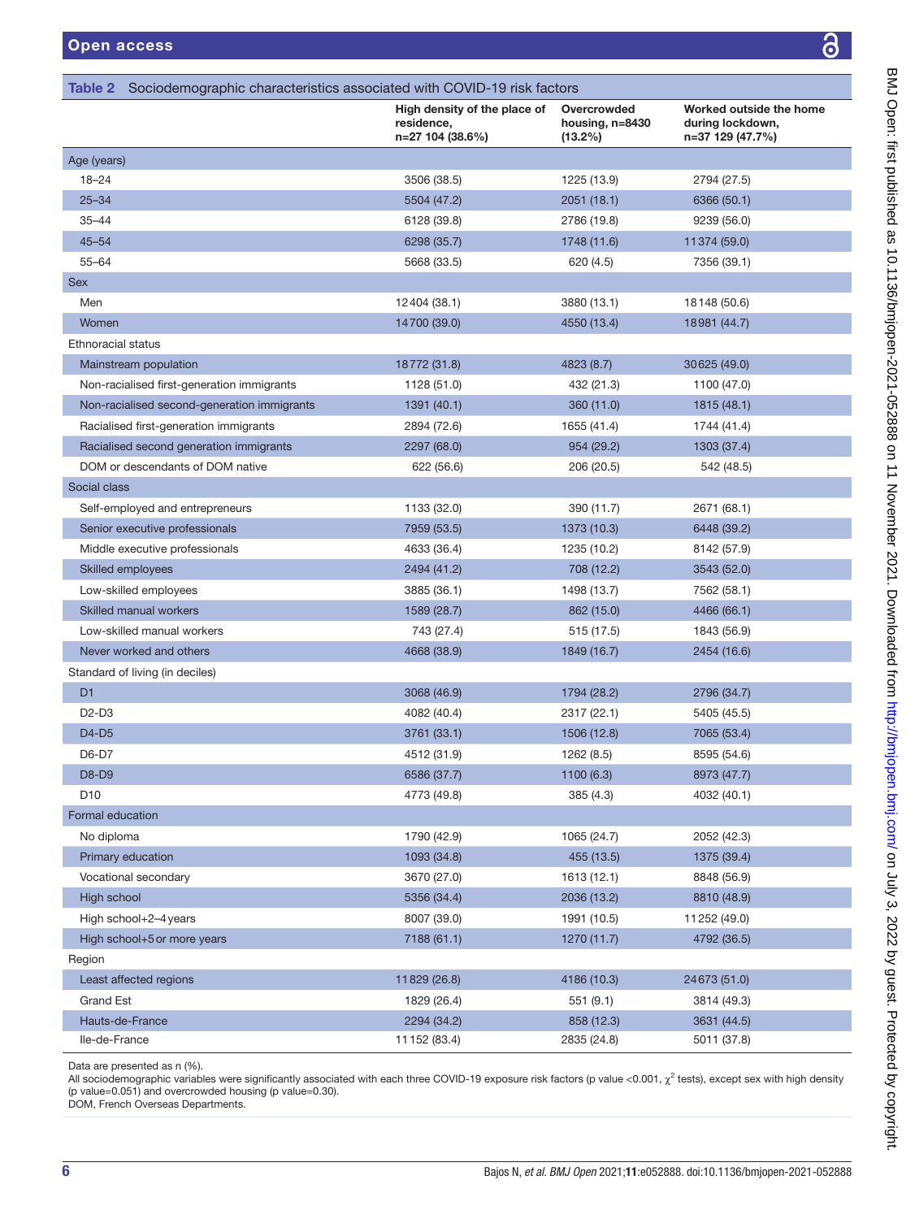**Table 2** Sociodemographic characteristics associated with COVID-19 risk factors

| | High density of the place of residence, n=27 104 (38.6%) | Overcrowded housing, n=8430 (13.2%) | Worked outside the home during lockdown, n=37 129 (47.7%) |
|---|---|---|---|
| **Age (years)** | | | |
| 18–24 | 3506 (38.5) | 1225 (13.9) | 2794 (27.5) |
| 25–34 | 5504 (47.2) | 2051 (18.1) | 6366 (50.1) |
| 35–44 | 6128 (39.8) | 2786 (19.8) | 9239 (56.0) |
| 45–54 | 6298 (35.7) | 1748 (11.6) | 11 374 (59.0) |
| 55–64 | 5668 (33.5) | 620 (4.5) | 7356 (39.1) |
| **Sex** | | | |
| Men | 12 404 (38.1) | 3880 (13.1) | 18 148 (50.6) |
| Women | 14 700 (39.0) | 4550 (13.4) | 18 981 (44.7) |
| **Ethnoracial status** | | | |
| Mainstream population | 18 772 (31.8) | 4823 (8.7) | 30 625 (49.0) |
| Non-racialised first-generation immigrants | 1128 (51.0) | 432 (21.3) | 1100 (47.0) |
| Non-racialised second-generation immigrants | 1391 (40.1) | 360 (11.0) | 1815 (48.1) |
| Racialised first-generation immigrants | 2894 (72.6) | 1655 (41.4) | 1744 (41.4) |
| Racialised second generation immigrants | 2297 (68.0) | 954 (29.2) | 1303 (37.4) |
| DOM or descendants of DOM native | 622 (56.6) | 206 (20.5) | 542 (48.5) |
| **Social class** | | | |
| Self-employed and entrepreneurs | 1133 (32.0) | 390 (11.7) | 2671 (68.1) |
| Senior executive professionals | 7959 (53.5) | 1373 (10.3) | 6448 (39.2) |
| Middle executive professionals | 4633 (36.4) | 1235 (10.2) | 8142 (57.9) |
| Skilled employees | 2494 (41.2) | 708 (12.2) | 3543 (52.0) |
| Low-skilled employees | 3885 (36.1) | 1498 (13.7) | 7562 (58.1) |
| Skilled manual workers | 1589 (28.7) | 862 (15.0) | 4466 (66.1) |
| Low-skilled manual workers | 743 (27.4) | 515 (17.5) | 1843 (56.9) |
| Never worked and others | 4668 (38.9) | 1849 (16.7) | 2454 (16.6) |
| **Standard of living (in deciles)** | | | |
| D1 | 3068 (46.9) | 1794 (28.2) | 2796 (34.7) |
| D2-D3 | 4082 (40.4) | 2317 (22.1) | 5405 (45.5) |
| D4-D5 | 3761 (33.1) | 1506 (12.8) | 7065 (53.4) |
| D6-D7 | 4512 (31.9) | 1262 (8.5) | 8595 (54.6) |
| D8-D9 | 6586 (37.7) | 1100 (6.3) | 8973 (47.7) |
| D10 | 4773 (49.8) | 385 (4.3) | 4032 (40.1) |
| **Formal education** | | | |
| No diploma | 1790 (42.9) | 1065 (24.7) | 2052 (42.3) |
| Primary education | 1093 (34.8) | 455 (13.5) | 1375 (39.4) |
| Vocational secondary | 3670 (27.0) | 1613 (12.1) | 8848 (56.9) |
| High school | 5356 (34.4) | 2036 (13.2) | 8810 (48.9) |
| High school+2–4 years | 8007 (39.0) | 1991 (10.5) | 11 252 (49.0) |
| High school+5 or more years | 7188 (61.1) | 1270 (11.7) | 4792 (36.5) |
| **Region** | | | |
| Least affected regions | 11 829 (26.8) | 4186 (10.3) | 24 673 (51.0) |
| Grand Est | 1829 (26.4) | 551 (9.1) | 3814 (49.3) |
| Hauts-de-France | 2294 (34.2) | 858 (12.3) | 3631 (44.5) |
| Ile-de-France | 11 152 (83.4) | 2835 (24.8) | 5011 (37.8) |

Data are presented as n (%).
All sociodemographic variables were significantly associated with each three COVID-19 exposure risk factors (p value <0.001, $\chi^2$ tests), except sex with high density (p value=0.051) and overcrowded housing (p value=0.30).
DOM, French Overseas Departments.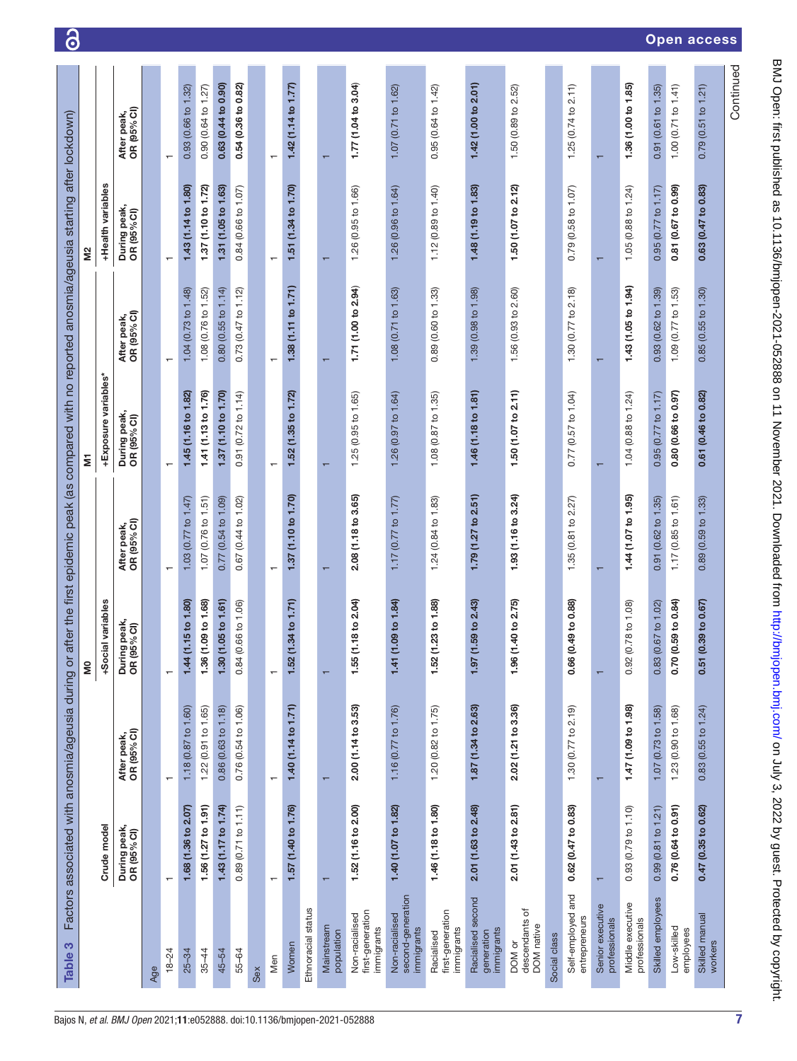**Table 3** Factors associated with anosmia/ageusia during or after the first epidemic peak (as compared with no reported anosmia/ageusia starting after lockdown)

| | Crude model | | M0 +Social variables | | M1 +Exposure variables* | | M2 +Health variables | |
|---|---|---|---|---|---|---|---|---|
| | During peak, OR (95% CI) | After peak, OR (95% CI) | During peak, OR (95% CI) | After peak, OR (95% CI) | During peak, OR (95% CI) | After peak, OR (95% CI) | During peak, OR (95% CI) | After peak, OR (95% CI) |
| **Age** | | | | | | | | |
| 18–24 | 1 | 1 | 1 | 1 | 1 | 1 | 1 | 1 |
| 25–34 | **1.68 (1.36 to 2.07)** | 1.18 (0.87 to 1.60) | **1.44 (1.15 to 1.80)** | 1.03 (0.77 to 1.47) | **1.45 (1.16 to 1.82)** | 1.04 (0.73 to 1.48) | **1.43 (1.14 to 1.80)** | 0.93 (0.66 to 1.32) |
| 35–44 | **1.56 (1.27 to 1.91)** | 1.22 (0.91 to 1.65) | **1.36 (1.09 to 1.68)** | 1.07 (0.76 to 1.51) | **1.41 (1.13 to 1.76)** | 1.08 (0.76 to 1.52) | **1.37 (1.10 to 1.72)** | 0.90 (0.64 to 1.27) |
| 45–54 | **1.43 (1.17 to 1.74)** | 0.86 (0.63 to 1.18) | **1.30 (1.05 to 1.61)** | 0.77 (0.54 to 1.09) | **1.37 (1.10 to 1.70)** | 0.80 (0.55 to 1.14) | **1.31 (1.05 to 1.63)** | **0.63 (0.44 to 0.90)** |
| 55–64 | 0.89 (0.71 to 1.11) | 0.76 (0.54 to 1.06) | 0.84 (0.66 to 1.06) | 0.67 (0.44 to 1.02) | 0.91 (0.72 to 1.14) | 0.73 (0.47 to 1.12) | 0.84 (0.66 to 1.07) | **0.54 (0.36 to 0.82)** |
| **Sex** | | | | | | | | |
| Men | 1 | 1 | 1 | 1 | 1 | 1 | 1 | 1 |
| Women | **1.57 (1.40 to 1.76)** | **1.40 (1.14 to 1.71)** | **1.52 (1.34 to 1.71)** | **1.37 (1.10 to 1.70)** | **1.52 (1.35 to 1.72)** | **1.38 (1.11 to 1.71)** | **1.51 (1.34 to 1.70)** | **1.42 (1.14 to 1.77)** |
| **Ethnoracial status** | | | | | | | | |
| Mainstream population | 1 | 1 | 1 | 1 | 1 | 1 | 1 | 1 |
| Non-racialised first-generation immigrants | **1.52 (1.16 to 2.00)** | **2.00 (1.14 to 3.53)** | **1.55 (1.18 to 2.04)** | **2.08 (1.18 to 3.65)** | 1.25 (0.95 to 1.65) | **1.71 (1.00 to 2.94)** | 1.26 (0.95 to 1.66) | **1.77 (1.04 to 3.04)** |
| Non-racialised second-generation immigrants | **1.40 (1.07 to 1.82)** | 1.16 (0.77 to 1.76) | **1.41 (1.09 to 1.84)** | 1.17 (0.77 to 1.77) | 1.26 (0.97 to 1.64) | 1.08 (0.71 to 1.63) | 1.26 (0.96 to 1.64) | 1.07 (0.71 to 1.62) |
| Racialised first-generation immigrants | **1.46 (1.18 to 1.80)** | 1.20 (0.82 to 1.75) | **1.52 (1.23 to 1.88)** | 1.24 (0.84 to 1.83) | 1.08 (0.87 to 1.35) | 0.89 (0.60 to 1.33) | 1.12 (0.89 to 1.40) | 0.95 (0.64 to 1.42) |
| Racialised second generation immigrants | **2.01 (1.63 to 2.48)** | **1.87 (1.34 to 2.63)** | **1.97 (1.59 to 2.43)** | **1.79 (1.27 to 2.51)** | **1.46 (1.18 to 1.81)** | 1.39 (0.98 to 1.98) | **1.48 (1.19 to 1.83)** | **1.42 (1.00 to 2.01)** |
| DOM or descendants of DOM native | **2.01 (1.43 to 2.81)** | **2.02 (1.21 to 3.36)** | **1.96 (1.40 to 2.75)** | **1.93 (1.16 to 3.24)** | **1.50 (1.07 to 2.11)** | 1.56 (0.93 to 2.60) | **1.50 (1.07 to 2.12)** | 1.50 (0.89 to 2.52) |
| **Social class** | | | | | | | | |
| Self-employed and entrepreneurs | **0.62 (0.47 to 0.83)** | 1.30 (0.77 to 2.19) | **0.66 (0.49 to 0.88)** | 1.35 (0.81 to 2.27) | 0.77 (0.57 to 1.04) | 1.30 (0.77 to 2.18) | 0.79 (0.58 to 1.07) | 1.25 (0.74 to 2.11) |
| Senior executive professionals | 1 | 1 | 1 | 1 | 1 | 1 | 1 | 1 |
| Middle executive professionals | 0.93 (0.79 to 1.10) | **1.47 (1.09 to 1.98)** | 0.92 (0.78 to 1.08) | **1.44 (1.07 to 1.95)** | 1.04 (0.88 to 1.24) | **1.43 (1.05 to 1.94)** | 1.05 (0.88 to 1.24) | **1.36 (1.00 to 1.85)** |
| Skilled employees | 0.99 (0.81 to 1.21) | 1.07 (0.73 to 1.58) | 0.83 (0.67 to 1.02) | 0.91 (0.62 to 1.35) | 0.95 (0.77 to 1.17) | 0.93 (0.62 to 1.39) | 0.95 (0.77 to 1.17) | 0.91 (0.61 to 1.35) |
| Low-skilled employees | **0.76 (0.64 to 0.91)** | 1.23 (0.90 to 1.68) | **0.70 (0.59 to 0.84)** | 1.17 (0.85 to 1.61) | **0.80 (0.66 to 0.97)** | 1.09 (0.77 to 1.53) | **0.81 (0.67 to 0.99)** | 1.00 (0.71 to 1.41) |
| Skilled manual workers | **0.47 (0.35 to 0.62)** | 0.83 (0.55 to 1.24) | **0.51 (0.39 to 0.67)** | 0.89 (0.59 to 1.33) | **0.61 (0.46 to 0.82)** | 0.85 (0.55 to 1.30) | **0.63 (0.47 to 0.83)** | 0.79 (0.51 to 1.21) |

Continued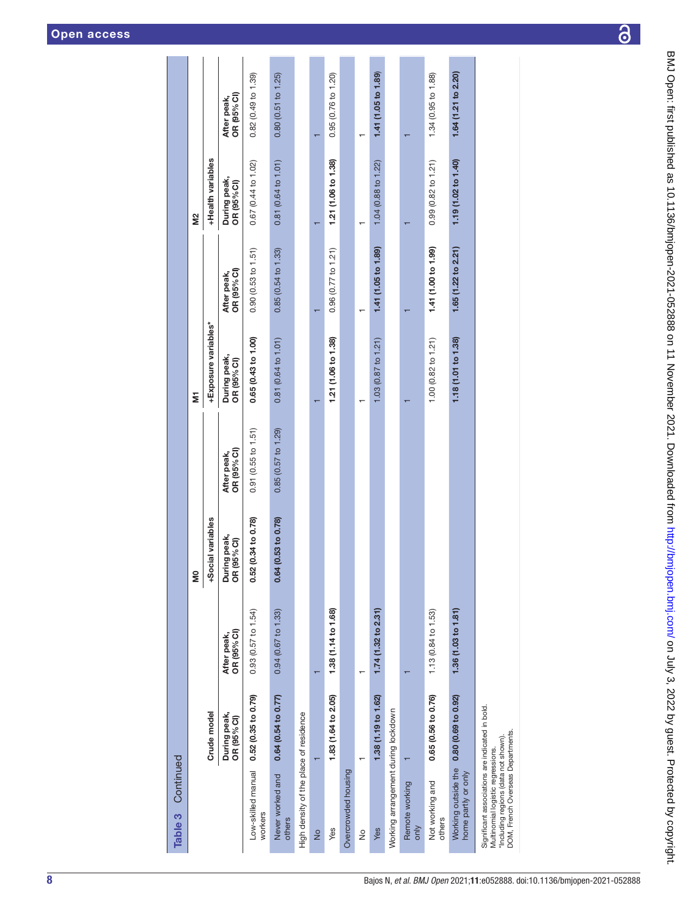**Table 3** Continued

| | Crude model | | M0 +Social variables | | M1 +Exposure variables* | | M2 +Health variables | |
|---|---|---|---|---|---|---|---|---|
| | During peak, OR (95% CI) | After peak, OR (95% CI) | During peak, OR (95% CI) | After peak, OR (95% CI) | During peak, OR (95% CI) | After peak, OR (95% CI) | During peak, OR (95% CI) | After peak, OR (95% CI) |
| Low-skilled manual workers | **0.52 (0.35 to 0.79)** | 0.93 (0.57 to 1.54) | **0.52 (0.34 to 0.78)** | 0.91 (0.55 to 1.51) | **0.65 (0.43 to 1.00)** | 0.90 (0.53 to 1.51) | 0.67 (0.44 to 1.02) | 0.82 (0.49 to 1.39) |
| Never worked and others | **0.64 (0.54 to 0.77)** | 0.94 (0.67 to 1.33) | **0.64 (0.53 to 0.78)** | 0.85 (0.57 to 1.29) | 0.81 (0.64 to 1.01) | 0.85 (0.54 to 1.33) | 0.81 (0.64 to 1.01) | 0.80 (0.51 to 1.25) |
| High density of the place of residence | | | | | | | | |
| No | 1 | 1 | | | 1 | 1 | 1 | 1 |
| Yes | **1.83 (1.64 to 2.05)** | **1.38 (1.14 to 1.68)** | | | **1.21 (1.06 to 1.38)** | 0.96 (0.77 to 1.21) | **1.21 (1.06 to 1.38)** | 0.95 (0.76 to 1.20) |
| Overcrowded housing | | | | | | | | |
| No | 1 | 1 | | | 1 | 1 | 1 | 1 |
| Yes | **1.38 (1.19 to 1.62)** | **1.74 (1.32 to 2.31)** | | | 1.03 (0.87 to 1.21) | **1.41 (1.05 to 1.89)** | 1.04 (0.88 to 1.22) | **1.41 (1.05 to 1.89)** |
| Working arrangement during lockdown | | | | | | | | |
| Remote working only | 1 | 1 | | | 1 | 1 | 1 | 1 |
| Not working and others | **0.65 (0.56 to 0.76)** | 1.13 (0.84 to 1.53) | | | 1.00 (0.82 to 1.21) | **1.41 (1.00 to 1.99)** | 0.99 (0.82 to 1.21) | 1.34 (0.95 to 1.88) |
| Working outside the home partly or only | **0.80 (0.69 to 0.92)** | **1.36 (1.03 to 1.81)** | | | **1.18 (1.01 to 1.38)** | **1.65 (1.22 to 2.21)** | **1.19 (1.02 to 1.40)** | **1.64 (1.21 to 2.20)** |

Significant associations are indicated in bold.
Multinomial logistic regressions.
*Including regions (data not shown).
DOM, French Overseas Departments.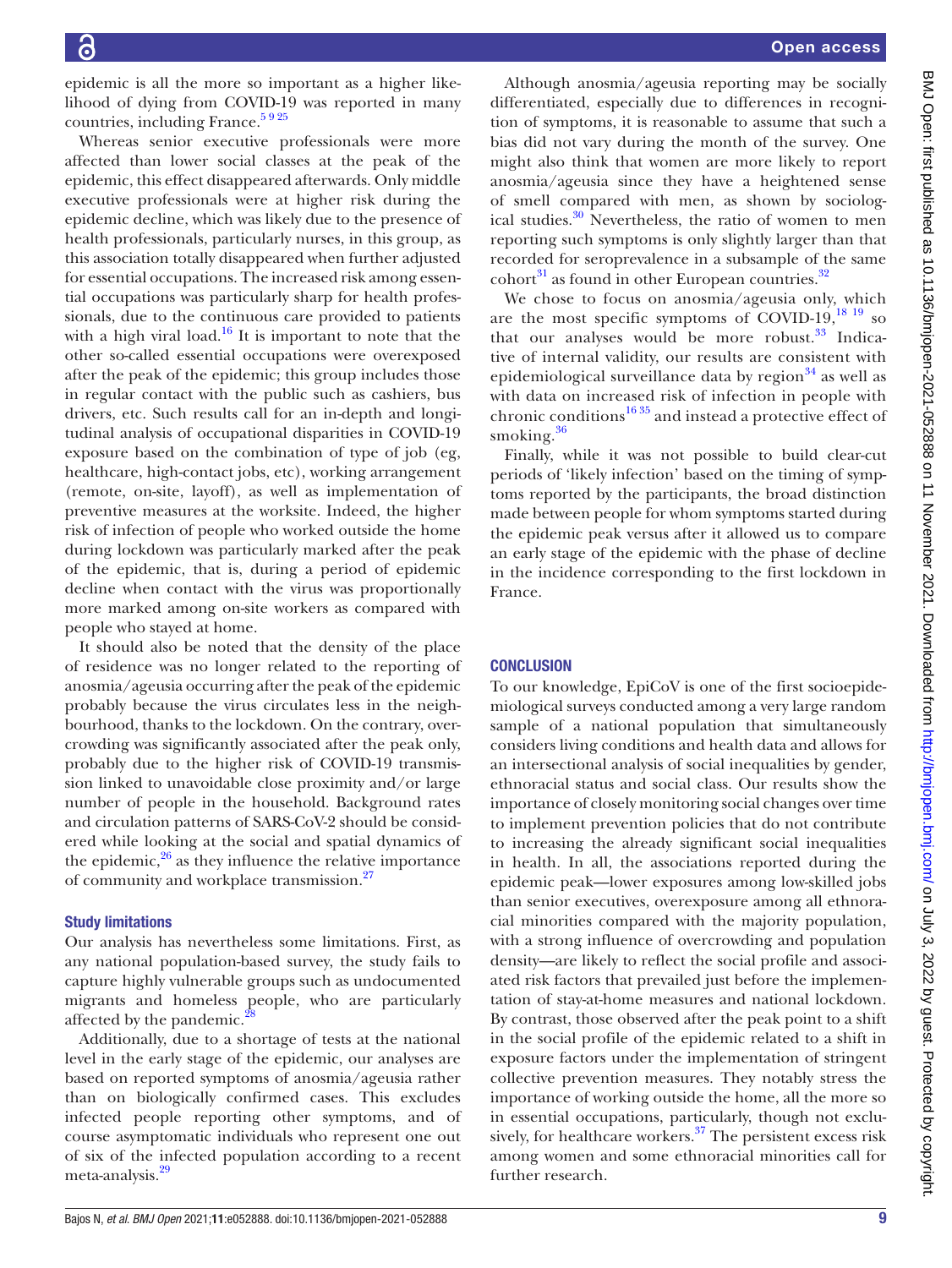epidemic is all the more so important as a higher likelihood of dying from COVID-19 was reported in many countries, including France.[5 9 25]

Whereas senior executive professionals were more affected than lower social classes at the peak of the epidemic, this effect disappeared afterwards. Only middle executive professionals were at higher risk during the epidemic decline, which was likely due to the presence of health professionals, particularly nurses, in this group, as this association totally disappeared when further adjusted for essential occupations. The increased risk among essential occupations was particularly sharp for health professionals, due to the continuous care provided to patients with a high viral load.[16] It is important to note that the other so-called essential occupations were overexposed after the peak of the epidemic; this group includes those in regular contact with the public such as cashiers, bus drivers, etc. Such results call for an in-depth and longitudinal analysis of occupational disparities in COVID-19 exposure based on the combination of type of job (eg, healthcare, high-contact jobs, etc), working arrangement (remote, on-site, layoff), as well as implementation of preventive measures at the worksite. Indeed, the higher risk of infection of people who worked outside the home during lockdown was particularly marked after the peak of the epidemic, that is, during a period of epidemic decline when contact with the virus was proportionally more marked among on-site workers as compared with people who stayed at home.

It should also be noted that the density of the place of residence was no longer related to the reporting of anosmia/ageusia occurring after the peak of the epidemic probably because the virus circulates less in the neighbourhood, thanks to the lockdown. On the contrary, overcrowding was significantly associated after the peak only, probably due to the higher risk of COVID-19 transmission linked to unavoidable close proximity and/or large number of people in the household. Background rates and circulation patterns of SARS-CoV-2 should be considered while looking at the social and spatial dynamics of the epidemic,[26] as they influence the relative importance of community and workplace transmission.[27]

### Study limitations

Our analysis has nevertheless some limitations. First, as any national population-based survey, the study fails to capture highly vulnerable groups such as undocumented migrants and homeless people, who are particularly affected by the pandemic.[28]

Additionally, due to a shortage of tests at the national level in the early stage of the epidemic, our analyses are based on reported symptoms of anosmia/ageusia rather than on biologically confirmed cases. This excludes infected people reporting other symptoms, and of course asymptomatic individuals who represent one out of six of the infected population according to a recent meta-analysis.[29]

Although anosmia/ageusia reporting may be socially differentiated, especially due to differences in recognition of symptoms, it is reasonable to assume that such a bias did not vary during the month of the survey. One might also think that women are more likely to report anosmia/ageusia since they have a heightened sense of smell compared with men, as shown by sociological studies.[30] Nevertheless, the ratio of women to men reporting such symptoms is only slightly larger than that recorded for seroprevalence in a subsample of the same cohort[31] as found in other European countries.[32]

We chose to focus on anosmia/ageusia only, which are the most specific symptoms of COVID-19,[18 19] so that our analyses would be more robust.[33] Indicative of internal validity, our results are consistent with epidemiological surveillance data by region[34] as well as with data on increased risk of infection in people with chronic conditions[16 35] and instead a protective effect of smoking.[36]

Finally, while it was not possible to build clear-cut periods of 'likely infection' based on the timing of symptoms reported by the participants, the broad distinction made between people for whom symptoms started during the epidemic peak versus after it allowed us to compare an early stage of the epidemic with the phase of decline in the incidence corresponding to the first lockdown in France.

## CONCLUSION

To our knowledge, EpiCoV is one of the first socioepidemiological surveys conducted among a very large random sample of a national population that simultaneously considers living conditions and health data and allows for an intersectional analysis of social inequalities by gender, ethnoracial status and social class. Our results show the importance of closely monitoring social changes over time to implement prevention policies that do not contribute to increasing the already significant social inequalities in health. In all, the associations reported during the epidemic peak—lower exposures among low-skilled jobs than senior executives, overexposure among all ethnoracial minorities compared with the majority population, with a strong influence of overcrowding and population density—are likely to reflect the social profile and associated risk factors that prevailed just before the implementation of stay-at-home measures and national lockdown. By contrast, those observed after the peak point to a shift in the social profile of the epidemic related to a shift in exposure factors under the implementation of stringent collective prevention measures. They notably stress the importance of working outside the home, all the more so in essential occupations, particularly, though not exclusively, for healthcare workers.[37] The persistent excess risk among women and some ethnoracial minorities call for further research.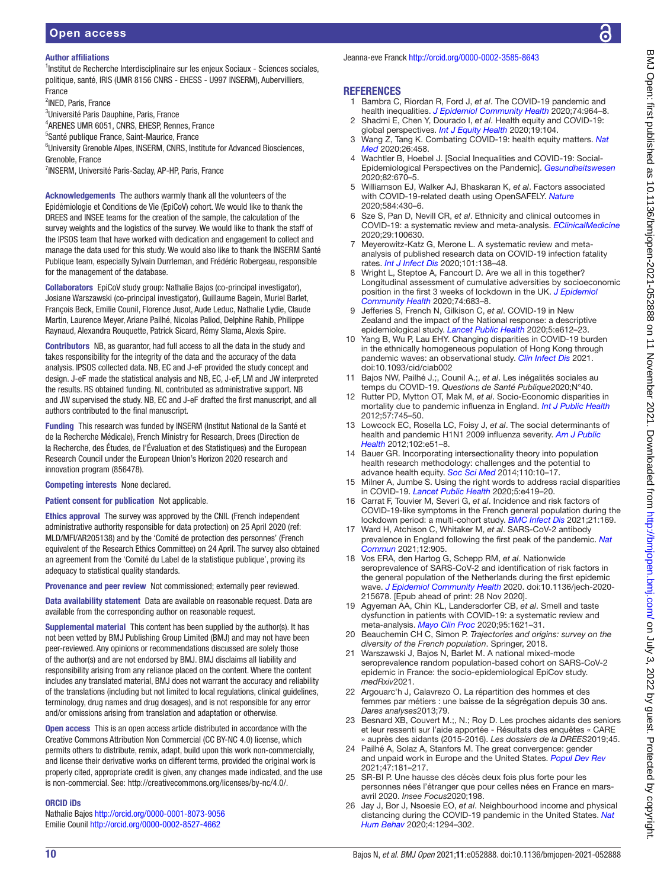**Author affiliations**

[1]Institut de Recherche Interdisciplinaire sur les enjeux Sociaux - Sciences sociales, politique, santé, IRIS (UMR 8156 CNRS - EHESS - U997 INSERM), Aubervilliers, France
[2]INED, Paris, France
[3]Université Paris Dauphine, Paris, France
[4]ARENES UMR 6051, CNRS, EHESP, Rennes, France
[5]Santé publique France, Saint-Maurice, France
[6]University Grenoble Alpes, INSERM, CNRS, Institute for Advanced Biosciences, Grenoble, France
[7]INSERM, Université Paris-Saclay, AP-HP, Paris, France

**Acknowledgements** The authors warmly thank all the volunteers of the Epidémiologie et Conditions de Vie (EpiCoV) cohort. We would like to thank the DREES and INSEE teams for the creation of the sample, the calculation of the survey weights and the logistics of the survey. We would like to thank the staff of the IPSOS team that have worked with dedication and engagement to collect and manage the data used for this study. We would also like to thank the INSERM Santé Publique team, especially Sylvain Durrleman, and Frédéric Robergeau, responsible for the management of the database.

**Collaborators** EpiCoV study group: Nathalie Bajos (co-principal investigator), Josiane Warszawski (co-principal investigator), Guillaume Bagein, Muriel Barlet, François Beck, Emilie Counil, Florence Jusot, Aude Leduc, Nathalie Lydie, Claude Martin, Laurence Meyer, Ariane Pailhé, Nicolas Paliod, Delphine Rahib, Philippe Raynaud, Alexandra Rouquette, Patrick Sicard, Rémy Slama, Alexis Spire.

**Contributors** NB, as guarantor, had full access to all the data in the study and takes responsibility for the integrity of the data and the accuracy of the data analysis. IPSOS collected data. NB, EC and J-eF provided the study concept and design. J-eF made the statistical analysis and NB, EC, J-eF, LM and JW interpreted the results. RS obtained funding. NL contributed as administrative support. NB and JW supervised the study. NB, EC and J-eF drafted the first manuscript, and all authors contributed to the final manuscript.

**Funding** This research was funded by INSERM (Institut National de la Santé et de la Recherche Médicale), French Ministry for Research, Drees (Direction de la Recherche, des Études, de l'Évaluation et des Statistiques) and the European Research Council under the European Union's Horizon 2020 research and innovation program (856478).

**Competing interests** None declared.

**Patient consent for publication** Not applicable.

**Ethics approval** The survey was approved by the CNIL (French independent administrative authority responsible for data protection) on 25 April 2020 (ref: MLD/MFI/AR205138) and by the 'Comité de protection des personnes' (French equivalent of the Research Ethics Committee) on 24 April. The survey also obtained an agreement from the 'Comité du Label de la statistique publique', proving its adequacy to statistical quality standards.

**Provenance and peer review** Not commissioned; externally peer reviewed.

**Data availability statement** Data are available on reasonable request. Data are available from the corresponding author on reasonable request.

**Supplemental material** This content has been supplied by the author(s). It has not been vetted by BMJ Publishing Group Limited (BMJ) and may not have been peer-reviewed. Any opinions or recommendations discussed are solely those of the author(s) and are not endorsed by BMJ. BMJ disclaims all liability and responsibility arising from any reliance placed on the content. Where the content includes any translated material, BMJ does not warrant the accuracy and reliability of the translations (including but not limited to local regulations, clinical guidelines, terminology, drug names and drug dosages), and is not responsible for any error and/or omissions arising from translation and adaptation or otherwise.

**Open access** This is an open access article distributed in accordance with the Creative Commons Attribution Non Commercial (CC BY-NC 4.0) license, which permits others to distribute, remix, adapt, build upon this work non-commercially, and license their derivative works on different terms, provided the original work is properly cited, appropriate credit is given, any changes made indicated, and the use is non-commercial. See: http://creativecommons.org/licenses/by-nc/4.0/.

**ORCID iDs**

Nathalie Bajos http://orcid.org/0000-0001-8073-9056
Emilie Counil http://orcid.org/0000-0002-8527-4662
Jeanna-eve Franck http://orcid.org/0000-0002-3585-8643

## REFERENCES

1. Bambra C, Riordan R, Ford J, *et al*. The COVID-19 pandemic and health inequalities. *J Epidemiol Community Health* 2020;74:964–8.
2. Shadmi E, Chen Y, Dourado I, *et al*. Health equity and COVID-19: global perspectives. *Int J Equity Health* 2020;19:104.
3. Wang Z, Tang K. Combating COVID-19: health equity matters. *Nat Med* 2020;26:458.
4. Wachtler B, Hoebel J. [Social Inequalities and COVID-19: Social-Epidemiological Perspectives on the Pandemic]. *Gesundheitswesen* 2020;82:670–5.
5. Williamson EJ, Walker AJ, Bhaskaran K, *et al*. Factors associated with COVID-19-related death using OpenSAFELY. *Nature* 2020;584:430–6.
6. Sze S, Pan D, Nevill CR, *et al*. Ethnicity and clinical outcomes in COVID-19: a systematic review and meta-analysis. *EClinicalMedicine* 2020;29:100630.
7. Meyerowitz-Katz G, Merone L. A systematic review and meta-analysis of published research data on COVID-19 infection fatality rates. *Int J Infect Dis* 2020;101:138–48.
8. Wright L, Steptoe A, Fancourt D. Are we all in this together? Longitudinal assessment of cumulative adversities by socioeconomic position in the first 3 weeks of lockdown in the UK. *J Epidemiol Community Health* 2020;74:683–8.
9. Jefferies S, French N, Gilkison C, *et al*. COVID-19 in New Zealand and the impact of the National response: a descriptive epidemiological study. *Lancet Public Health* 2020;5:e612–23.
10. Yang B, Wu P, Lau EHY. Changing disparities in COVID-19 burden in the ethnically homogeneous population of Hong Kong through pandemic waves: an observational study. *Clin Infect Dis* 2021. doi:10.1093/cid/ciab002
11. Bajos NW, Pailhé J.;, Counil A.;, *et al*. Les inégalités sociales au temps du COVID-19. *Questions de Santé Publique*2020;N°40.
12. Rutter PD, Mytton OT, Mak M, *et al*. Socio-Economic disparities in mortality due to pandemic influenza in England. *Int J Public Health* 2012;57:745–50.
13. Lowcock EC, Rosella LC, Foisy J, *et al*. The social determinants of health and pandemic H1N1 2009 influenza severity. *Am J Public Health* 2012;102:e51–8.
14. Bauer GR. Incorporating intersectionality theory into population health research methodology: challenges and the potential to advance health equity. *Soc Sci Med* 2014;110:10–17.
15. Milner A, Jumbe S. Using the right words to address racial disparities in COVID-19. *Lancet Public Health* 2020;5:e419–20.
16. Carrat F, Touvier M, Severi G, *et al*. Incidence and risk factors of COVID-19-like symptoms in the French general population during the lockdown period: a multi-cohort study. *BMC Infect Dis* 2021;21:169.
17. Ward H, Atchison C, Whitaker M, *et al*. SARS-CoV-2 antibody prevalence in England following the first peak of the pandemic. *Nat Commun* 2021;12:905.
18. Vos ERA, den Hartog G, Schepp RM, *et al*. Nationwide seroprevalence of SARS-CoV-2 and identification of risk factors in the general population of the Netherlands during the first epidemic wave. *J Epidemiol Community Health* 2020. doi:10.1136/jech-2020-215678. [Epub ahead of print: 28 Nov 2020].
19. Agyeman AA, Chin KL, Landersdorfer CB, *et al*. Smell and taste dysfunction in patients with COVID-19: a systematic review and meta-analysis. *Mayo Clin Proc* 2020;95:1621–31.
20. Beauchemin CH C, Simon P. *Trajectories and origins: survey on the diversity of the French population*. Springer, 2018.
21. Warszawski J, Bajos N, Barlet M. A national mixed-mode seroprevalence random population-based cohort on SARS-CoV-2 epidemic in France: the socio-epidemiological EpiCov study. *medRxiv*2021.
22. Argouarc'h J, Calavrezo O. La répartition des hommes et des femmes par métiers : une baisse de la ségrégation depuis 30 ans. *Dares analyses*2013;79.
23. Besnard XB, Couvert M.;, N.; Roy D. Les proches aidants des seniors et leur ressenti sur l'aide apportée - Résultats des enquêtes « CARE » auprès des aidants (2015-2016). *Les dossiers de la DREES*2019;45.
24. Pailhé A, Solaz A, Stanfors M. The great convergence: gender and unpaid work in Europe and the United States. *Popul Dev Rev* 2021;47:181–217.
25. SR-BI P. Une hausse des décès deux fois plus forte pour les personnes nées à l'étranger que pour celles nées en France en mars-avril 2020. *Insee Focus*2020;198.
26. Jay J, Bor J, Nsoesie EO, *et al*. Neighbourhood income and physical distancing during the COVID-19 pandemic in the United States. *Nat Hum Behav* 2020;4:1294–302.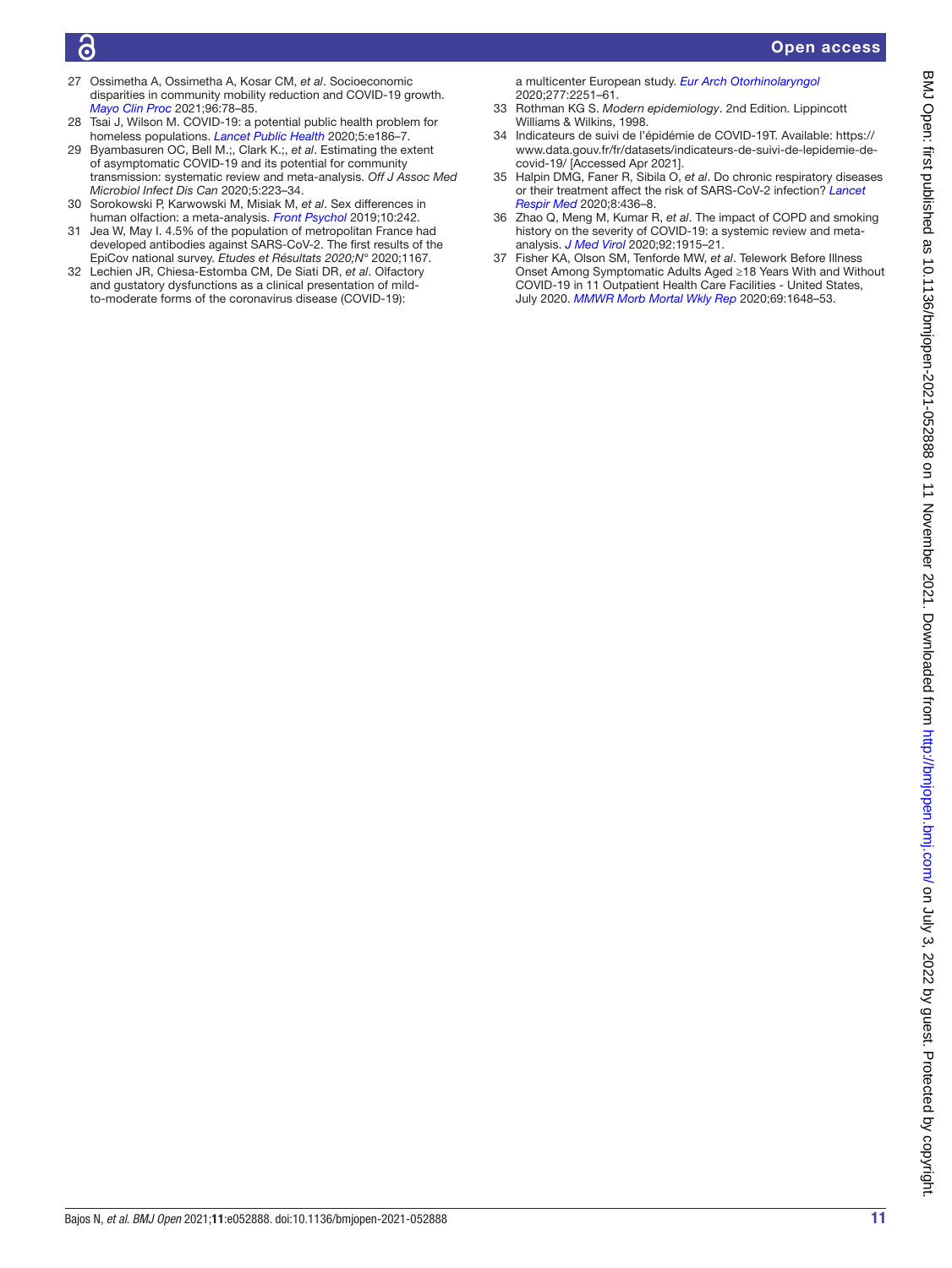27 Ossimetha A, Ossimetha A, Kosar CM, *et al*. Socioeconomic disparities in community mobility reduction and COVID-19 growth. *Mayo Clin Proc* 2021;96:78–85.
28 Tsai J, Wilson M. COVID-19: a potential public health problem for homeless populations. *Lancet Public Health* 2020;5:e186–7.
29 Byambasuren OC, Bell M.;, Clark K.;, *et al*. Estimating the extent of asymptomatic COVID-19 and its potential for community transmission: systematic review and meta-analysis. *Off J Assoc Med Microbiol Infect Dis Can* 2020;5:223–34.
30 Sorokowski P, Karwowski M, Misiak M, *et al*. Sex differences in human olfaction: a meta-analysis. *Front Psychol* 2019;10:242.
31 Jea W, May I. 4.5% of the population of metropolitan France had developed antibodies against SARS-CoV-2. The first results of the EpiCov national survey. *Etudes et Résultats 2020;N°* 2020;1167.
32 Lechien JR, Chiesa-Estomba CM, De Siati DR, *et al*. Olfactory and gustatory dysfunctions as a clinical presentation of mild-to-moderate forms of the coronavirus disease (COVID-19): a multicenter European study. *Eur Arch Otorhinolaryngol* 2020;277:2251–61.
33 Rothman KG S. *Modern epidemiology*. 2nd Edition. Lippincott Williams & Wilkins, 1998.
34 Indicateurs de suivi de l'épidémie de COVID-19T. Available: https://www.data.gouv.fr/fr/datasets/indicateurs-de-suivi-de-lepidemie-de-covid-19/ [Accessed Apr 2021].
35 Halpin DMG, Faner R, Sibila O, *et al*. Do chronic respiratory diseases or their treatment affect the risk of SARS-CoV-2 infection? *Lancet Respir Med* 2020;8:436–8.
36 Zhao Q, Meng M, Kumar R, *et al*. The impact of COPD and smoking history on the severity of COVID-19: a systemic review and meta-analysis. *J Med Virol* 2020;92:1915–21.
37 Fisher KA, Olson SM, Tenforde MW, *et al*. Telework Before Illness Onset Among Symptomatic Adults Aged ≥18 Years With and Without COVID-19 in 11 Outpatient Health Care Facilities - United States, July 2020. *MMWR Morb Mortal Wkly Rep* 2020;69:1648–53.